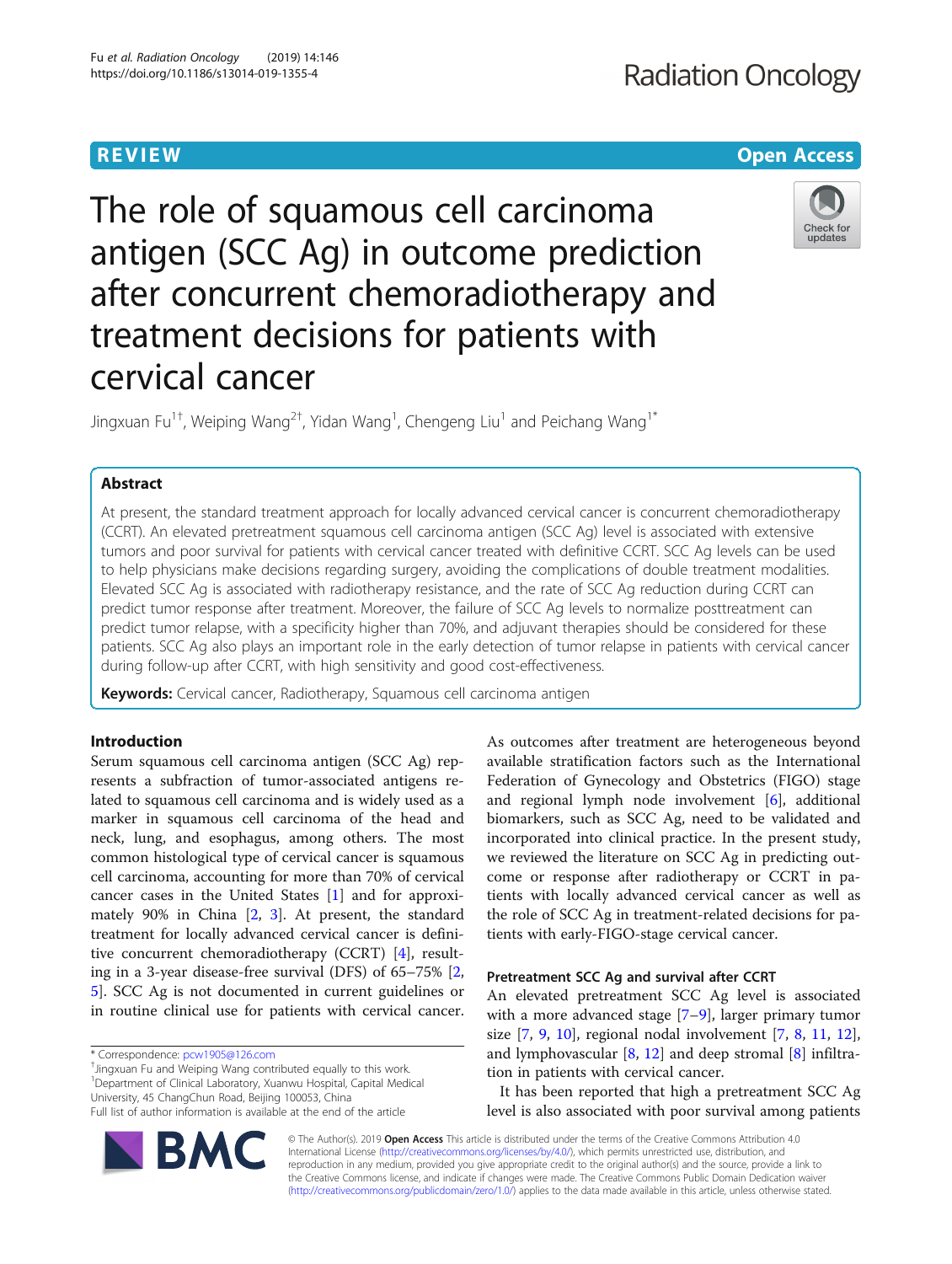REVIEW

Open Access

# The role of squamous cell carcinoma antigen (SCC Ag) in outcome prediction after concurrent chemoradiotherapy and treatment decisions for patients with cervical cancer

Jingxuan Fu[1†], Weiping Wang[2†], Yidan Wang[1], Chengeng Liu[1] and Peichang Wang[1*]

## Abstract

At present, the standard treatment approach for locally advanced cervical cancer is concurrent chemoradiotherapy (CCRT). An elevated pretreatment squamous cell carcinoma antigen (SCC Ag) level is associated with extensive tumors and poor survival for patients with cervical cancer treated with definitive CCRT. SCC Ag levels can be used to help physicians make decisions regarding surgery, avoiding the complications of double treatment modalities. Elevated SCC Ag is associated with radiotherapy resistance, and the rate of SCC Ag reduction during CCRT can predict tumor response after treatment. Moreover, the failure of SCC Ag levels to normalize posttreatment can predict tumor relapse, with a specificity higher than 70%, and adjuvant therapies should be considered for these patients. SCC Ag also plays an important role in the early detection of tumor relapse in patients with cervical cancer during follow-up after CCRT, with high sensitivity and good cost-effectiveness.

**Keywords:** Cervical cancer, Radiotherapy, Squamous cell carcinoma antigen

## Introduction

Serum squamous cell carcinoma antigen (SCC Ag) represents a subfraction of tumor-associated antigens related to squamous cell carcinoma and is widely used as a marker in squamous cell carcinoma of the head and neck, lung, and esophagus, among others. The most common histological type of cervical cancer is squamous cell carcinoma, accounting for more than 70% of cervical cancer cases in the United States [1] and for approximately 90% in China [2, 3]. At present, the standard treatment for locally advanced cervical cancer is definitive concurrent chemoradiotherapy (CCRT) [4], resulting in a 3-year disease-free survival (DFS) of 65–75% [2, 5]. SCC Ag is not documented in current guidelines or in routine clinical use for patients with cervical cancer.

As outcomes after treatment are heterogeneous beyond available stratification factors such as the International Federation of Gynecology and Obstetrics (FIGO) stage and regional lymph node involvement [6], additional biomarkers, such as SCC Ag, need to be validated and incorporated into clinical practice. In the present study, we reviewed the literature on SCC Ag in predicting outcome or response after radiotherapy or CCRT in patients with locally advanced cervical cancer as well as the role of SCC Ag in treatment-related decisions for patients with early-FIGO-stage cervical cancer.

### Pretreatment SCC Ag and survival after CCRT

An elevated pretreatment SCC Ag level is associated with a more advanced stage [7–9], larger primary tumor size [7, 9, 10], regional nodal involvement [7, 8, 11, 12], and lymphovascular [8, 12] and deep stromal [8] infiltration in patients with cervical cancer.

It has been reported that high a pretreatment SCC Ag level is also associated with poor survival among patients

---

* Correspondence: pcw1905@126.com
† Jingxuan Fu and Weiping Wang contributed equally to this work.
[1] Department of Clinical Laboratory, Xuanwu Hospital, Capital Medical University, 45 ChangChun Road, Beijing 100053, China
Full list of author information is available at the end of the article

© The Author(s). 2019 **Open Access** This article is distributed under the terms of the Creative Commons Attribution 4.0 International License (http://creativecommons.org/licenses/by/4.0/), which permits unrestricted use, distribution, and reproduction in any medium, provided you give appropriate credit to the original author(s) and the source, provide a link to the Creative Commons license, and indicate if changes were made. The Creative Commons Public Domain Dedication waiver (http://creativecommons.org/publicdomain/zero/1.0/) applies to the data made available in this article, unless otherwise stated.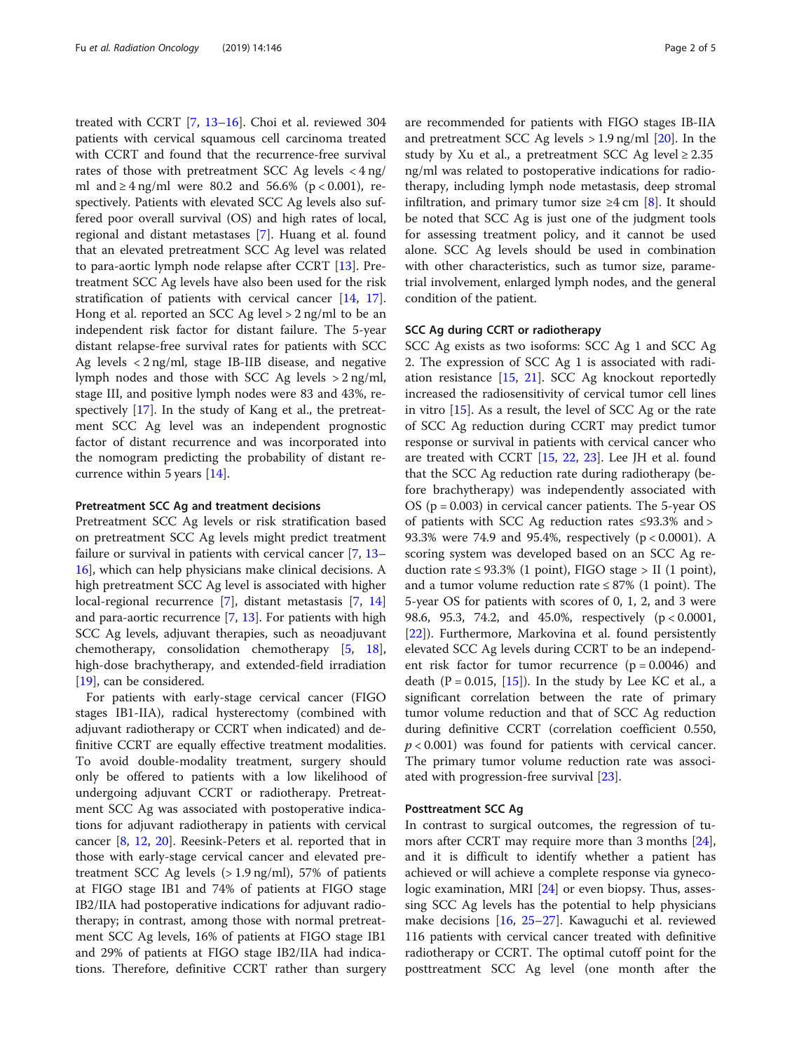treated with CCRT [7, 13–16]. Choi et al. reviewed 304 patients with cervical squamous cell carcinoma treated with CCRT and found that the recurrence-free survival rates of those with pretreatment SCC Ag levels < 4 ng/ml and ≥ 4 ng/ml were 80.2 and 56.6% ($p < 0.001$), respectively. Patients with elevated SCC Ag levels also suffered poor overall survival (OS) and high rates of local, regional and distant metastases [7]. Huang et al. found that an elevated pretreatment SCC Ag level was related to para-aortic lymph node relapse after CCRT [13]. Pretreatment SCC Ag levels have also been used for the risk stratification of patients with cervical cancer [14, 17]. Hong et al. reported an SCC Ag level > 2 ng/ml to be an independent risk factor for distant failure. The 5-year distant relapse-free survival rates for patients with SCC Ag levels < 2 ng/ml, stage IB-IIB disease, and negative lymph nodes and those with SCC Ag levels > 2 ng/ml, stage III, and positive lymph nodes were 83 and 43%, respectively [17]. In the study of Kang et al., the pretreatment SCC Ag level was an independent prognostic factor of distant recurrence and was incorporated into the nomogram predicting the probability of distant recurrence within 5 years [14].

#### Pretreatment SCC Ag and treatment decisions

Pretreatment SCC Ag levels or risk stratification based on pretreatment SCC Ag levels might predict treatment failure or survival in patients with cervical cancer [7, 13–16], which can help physicians make clinical decisions. A high pretreatment SCC Ag level is associated with higher local-regional recurrence [7], distant metastasis [7, 14] and para-aortic recurrence [7, 13]. For patients with high SCC Ag levels, adjuvant therapies, such as neoadjuvant chemotherapy, consolidation chemotherapy [5, 18], high-dose brachytherapy, and extended-field irradiation [19], can be considered.

For patients with early-stage cervical cancer (FIGO stages IB1-IIA), radical hysterectomy (combined with adjuvant radiotherapy or CCRT when indicated) and definitive CCRT are equally effective treatment modalities. To avoid double-modality treatment, surgery should only be offered to patients with a low likelihood of undergoing adjuvant CCRT or radiotherapy. Pretreatment SCC Ag was associated with postoperative indications for adjuvant radiotherapy in patients with cervical cancer [8, 12, 20]. Reesink-Peters et al. reported that in those with early-stage cervical cancer and elevated pretreatment SCC Ag levels (> 1.9 ng/ml), 57% of patients at FIGO stage IB1 and 74% of patients at FIGO stage IB2/IIA had postoperative indications for adjuvant radiotherapy; in contrast, among those with normal pretreatment SCC Ag levels, 16% of patients at FIGO stage IB1 and 29% of patients at FIGO stage IB2/IIA had indications. Therefore, definitive CCRT rather than surgery are recommended for patients with FIGO stages IB-IIA and pretreatment SCC Ag levels > 1.9 ng/ml [20]. In the study by Xu et al., a pretreatment SCC Ag level ≥ 2.35 ng/ml was related to postoperative indications for radiotherapy, including lymph node metastasis, deep stromal infiltration, and primary tumor size ≥4 cm [8]. It should be noted that SCC Ag is just one of the judgment tools for assessing treatment policy, and it cannot be used alone. SCC Ag levels should be used in combination with other characteristics, such as tumor size, parametrial involvement, enlarged lymph nodes, and the general condition of the patient.

#### SCC Ag during CCRT or radiotherapy

SCC Ag exists as two isoforms: SCC Ag 1 and SCC Ag 2. The expression of SCC Ag 1 is associated with radiation resistance [15, 21]. SCC Ag knockout reportedly increased the radiosensitivity of cervical tumor cell lines in vitro [15]. As a result, the level of SCC Ag or the rate of SCC Ag reduction during CCRT may predict tumor response or survival in patients with cervical cancer who are treated with CCRT [15, 22, 23]. Lee JH et al. found that the SCC Ag reduction rate during radiotherapy (before brachytherapy) was independently associated with OS ($p = 0.003$) in cervical cancer patients. The 5-year OS of patients with SCC Ag reduction rates ≤93.3% and > 93.3% were 74.9 and 95.4%, respectively ($p < 0.0001$). A scoring system was developed based on an SCC Ag reduction rate ≤ 93.3% (1 point), FIGO stage > II (1 point), and a tumor volume reduction rate ≤ 87% (1 point). The 5-year OS for patients with scores of 0, 1, 2, and 3 were 98.6, 95.3, 74.2, and 45.0%, respectively ($p < 0.0001$, [22]). Furthermore, Markovina et al. found persistently elevated SCC Ag levels during CCRT to be an independent risk factor for tumor recurrence ($p = 0.0046$) and death ($P = 0.015$, [15]). In the study by Lee KC et al., a significant correlation between the rate of primary tumor volume reduction and that of SCC Ag reduction during definitive CCRT (correlation coefficient 0.550, $p < 0.001$) was found for patients with cervical cancer. The primary tumor volume reduction rate was associated with progression-free survival [23].

#### Posttreatment SCC Ag

In contrast to surgical outcomes, the regression of tumors after CCRT may require more than 3 months [24], and it is difficult to identify whether a patient has achieved or will achieve a complete response via gynecologic examination, MRI [24] or even biopsy. Thus, assessing SCC Ag levels has the potential to help physicians make decisions [16, 25–27]. Kawaguchi et al. reviewed 116 patients with cervical cancer treated with definitive radiotherapy or CCRT. The optimal cutoff point for the posttreatment SCC Ag level (one month after the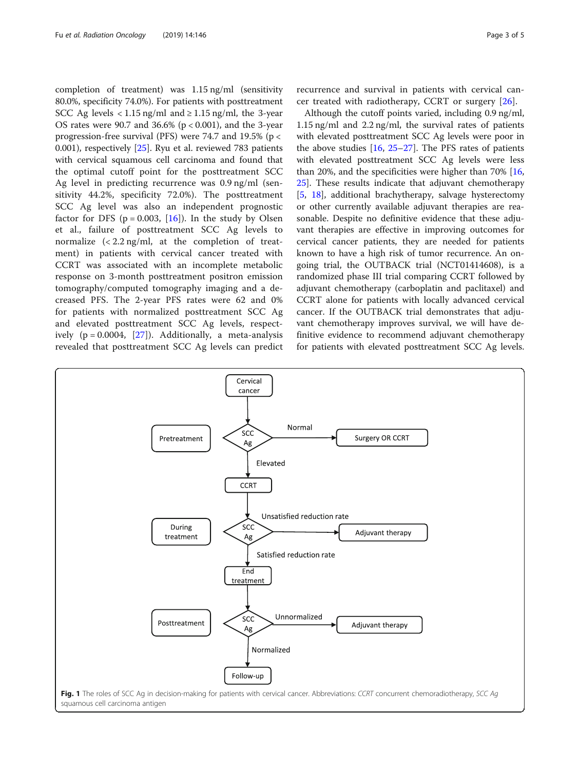completion of treatment) was 1.15 ng/ml (sensitivity 80.0%, specificity 74.0%). For patients with posttreatment SCC Ag levels < 1.15 ng/ml and ≥ 1.15 ng/ml, the 3-year OS rates were 90.7 and 36.6% ($p < 0.001$), and the 3-year progression-free survival (PFS) were 74.7 and 19.5% ($p < 0.001$), respectively [25]. Ryu et al. reviewed 783 patients with cervical squamous cell carcinoma and found that the optimal cutoff point for the posttreatment SCC Ag level in predicting recurrence was 0.9 ng/ml (sensitivity 44.2%, specificity 72.0%). The posttreatment SCC Ag level was also an independent prognostic factor for DFS ($p = 0.003$, [16]). In the study by Olsen et al., failure of posttreatment SCC Ag levels to normalize (< 2.2 ng/ml, at the completion of treatment) in patients with cervical cancer treated with CCRT was associated with an incomplete metabolic response on 3-month posttreatment positron emission tomography/computed tomography imaging and a decreased PFS. The 2-year PFS rates were 62 and 0% for patients with normalized posttreatment SCC Ag and elevated posttreatment SCC Ag levels, respectively ($p = 0.0004$, [27]). Additionally, a meta-analysis revealed that posttreatment SCC Ag levels can predict recurrence and survival in patients with cervical cancer treated with radiotherapy, CCRT or surgery [26].

Although the cutoff points varied, including 0.9 ng/ml, 1.15 ng/ml and 2.2 ng/ml, the survival rates of patients with elevated posttreatment SCC Ag levels were poor in the above studies [16, 25–27]. The PFS rates of patients with elevated posttreatment SCC Ag levels were less than 20%, and the specificities were higher than 70% [16, 25]. These results indicate that adjuvant chemotherapy [5, 18], additional brachytherapy, salvage hysterectomy or other currently available adjuvant therapies are reasonable. Despite no definitive evidence that these adjuvant therapies are effective in improving outcomes for cervical cancer patients, they are needed for patients known to have a high risk of tumor recurrence. An ongoing trial, the OUTBACK trial (NCT01414608), is a randomized phase III trial comparing CCRT followed by adjuvant chemotherapy (carboplatin and paclitaxel) and CCRT alone for patients with locally advanced cervical cancer. If the OUTBACK trial demonstrates that adjuvant chemotherapy improves survival, we will have definitive evidence to recommend adjuvant chemotherapy for patients with elevated posttreatment SCC Ag levels.

**Fig. 1** The roles of SCC Ag in decision-making for patients with cervical cancer. Abbreviations: *CCRT* concurrent chemoradiotherapy, *SCC Ag* squamous cell carcinoma antigen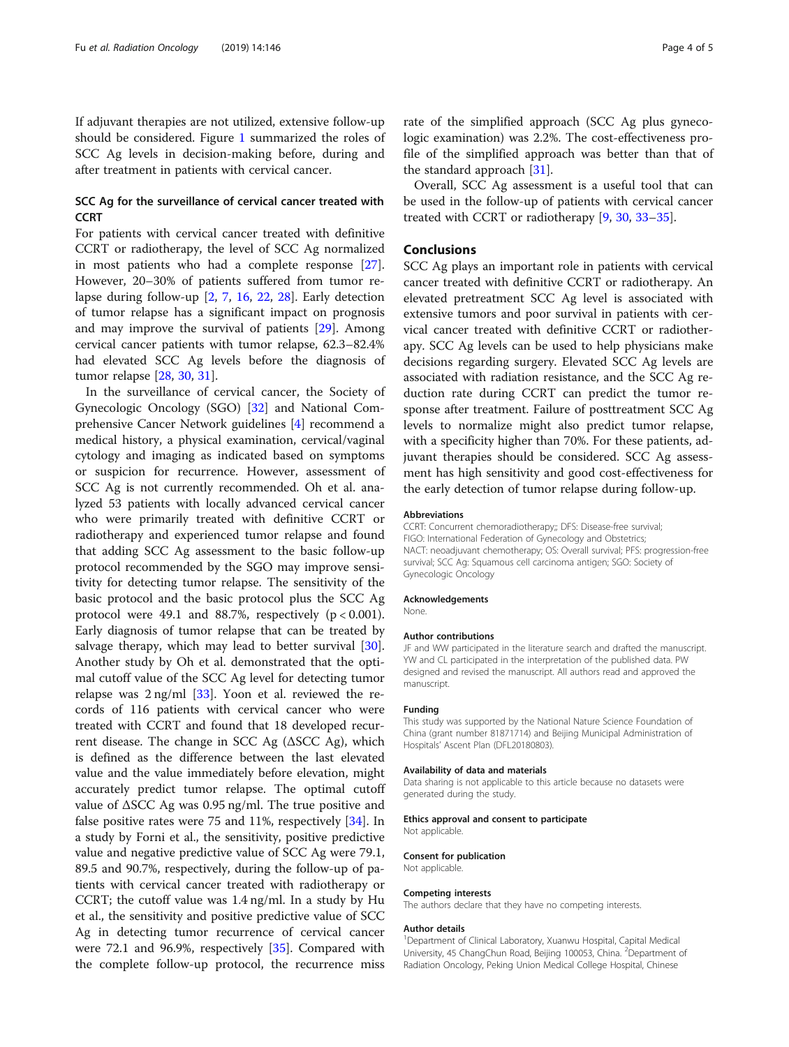If adjuvant therapies are not utilized, extensive follow-up should be considered. Figure 1 summarized the roles of SCC Ag levels in decision-making before, during and after treatment in patients with cervical cancer.

### SCC Ag for the surveillance of cervical cancer treated with CCRT

For patients with cervical cancer treated with definitive CCRT or radiotherapy, the level of SCC Ag normalized in most patients who had a complete response [27]. However, 20–30% of patients suffered from tumor relapse during follow-up [2, 7, 16, 22, 28]. Early detection of tumor relapse has a significant impact on prognosis and may improve the survival of patients [29]. Among cervical cancer patients with tumor relapse, 62.3–82.4% had elevated SCC Ag levels before the diagnosis of tumor relapse [28, 30, 31].

In the surveillance of cervical cancer, the Society of Gynecologic Oncology (SGO) [32] and National Comprehensive Cancer Network guidelines [4] recommend a medical history, a physical examination, cervical/vaginal cytology and imaging as indicated based on symptoms or suspicion for recurrence. However, assessment of SCC Ag is not currently recommended. Oh et al. analyzed 53 patients with locally advanced cervical cancer who were primarily treated with definitive CCRT or radiotherapy and experienced tumor relapse and found that adding SCC Ag assessment to the basic follow-up protocol recommended by the SGO may improve sensitivity for detecting tumor relapse. The sensitivity of the basic protocol and the basic protocol plus the SCC Ag protocol were 49.1 and 88.7%, respectively ($p < 0.001$). Early diagnosis of tumor relapse that can be treated by salvage therapy, which may lead to better survival [30]. Another study by Oh et al. demonstrated that the optimal cutoff value of the SCC Ag level for detecting tumor relapse was 2 ng/ml [33]. Yoon et al. reviewed the records of 116 patients with cervical cancer who were treated with CCRT and found that 18 developed recurrent disease. The change in SCC Ag (ΔSCC Ag), which is defined as the difference between the last elevated value and the value immediately before elevation, might accurately predict tumor relapse. The optimal cutoff value of ΔSCC Ag was 0.95 ng/ml. The true positive and false positive rates were 75 and 11%, respectively [34]. In a study by Forni et al., the sensitivity, positive predictive value and negative predictive value of SCC Ag were 79.1, 89.5 and 90.7%, respectively, during the follow-up of patients with cervical cancer treated with radiotherapy or CCRT; the cutoff value was 1.4 ng/ml. In a study by Hu et al., the sensitivity and positive predictive value of SCC Ag in detecting tumor recurrence of cervical cancer were 72.1 and 96.9%, respectively [35]. Compared with the complete follow-up protocol, the recurrence miss rate of the simplified approach (SCC Ag plus gynecologic examination) was 2.2%. The cost-effectiveness profile of the simplified approach was better than that of the standard approach [31].

Overall, SCC Ag assessment is a useful tool that can be used in the follow-up of patients with cervical cancer treated with CCRT or radiotherapy [9, 30, 33–35].

## Conclusions

SCC Ag plays an important role in patients with cervical cancer treated with definitive CCRT or radiotherapy. An elevated pretreatment SCC Ag level is associated with extensive tumors and poor survival in patients with cervical cancer treated with definitive CCRT or radiotherapy. SCC Ag levels can be used to help physicians make decisions regarding surgery. Elevated SCC Ag levels are associated with radiation resistance, and the SCC Ag reduction rate during CCRT can predict the tumor response after treatment. Failure of posttreatment SCC Ag levels to normalize might also predict tumor relapse, with a specificity higher than 70%. For these patients, adjuvant therapies should be considered. SCC Ag assessment has high sensitivity and good cost-effectiveness for the early detection of tumor relapse during follow-up.

#### Abbreviations

CCRT: Concurrent chemoradiotherapy;; DFS: Disease-free survival; FIGO: International Federation of Gynecology and Obstetrics; NACT: neoadjuvant chemotherapy; OS: Overall survival; PFS: progression-free survival; SCC Ag: Squamous cell carcinoma antigen; SGO: Society of Gynecologic Oncology

#### Acknowledgements

None.

#### Author contributions

JF and WW participated in the literature search and drafted the manuscript. YW and CL participated in the interpretation of the published data. PW designed and revised the manuscript. All authors read and approved the manuscript.

#### Funding

This study was supported by the National Nature Science Foundation of China (grant number 81871714) and Beijing Municipal Administration of Hospitals' Ascent Plan (DFL20180803).

#### Availability of data and materials

Data sharing is not applicable to this article because no datasets were generated during the study.

#### Ethics approval and consent to participate

Not applicable.

#### Consent for publication

Not applicable.

#### Competing interests

The authors declare that they have no competing interests.

#### Author details

[1]Department of Clinical Laboratory, Xuanwu Hospital, Capital Medical University, 45 ChangChun Road, Beijing 100053, China. [2]Department of Radiation Oncology, Peking Union Medical College Hospital, Chinese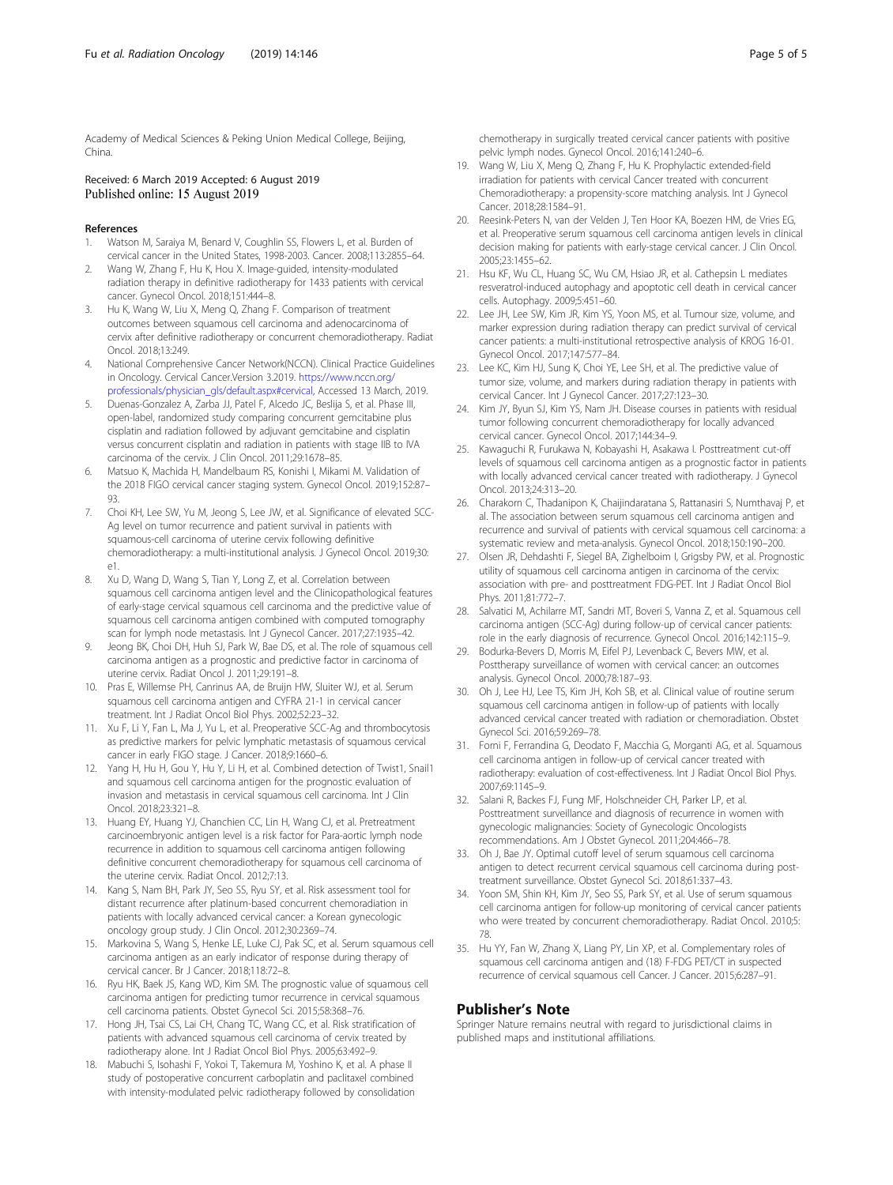Academy of Medical Sciences & Peking Union Medical College, Beijing, China.

Received: 6 March 2019 Accepted: 6 August 2019
Published online: 15 August 2019

## References

1. Watson M, Saraiya M, Benard V, Coughlin SS, Flowers L, et al. Burden of cervical cancer in the United States, 1998-2003. Cancer. 2008;113:2855–64.
2. Wang W, Zhang F, Hu K, Hou X. Image-guided, intensity-modulated radiation therapy in definitive radiotherapy for 1433 patients with cervical cancer. Gynecol Oncol. 2018;151:444–8.
3. Hu K, Wang W, Liu X, Meng Q, Zhang F. Comparison of treatment outcomes between squamous cell carcinoma and adenocarcinoma of cervix after definitive radiotherapy or concurrent chemoradiotherapy. Radiat Oncol. 2018;13:249.
4. National Comprehensive Cancer Network(NCCN). Clinical Practice Guidelines in Oncology. Cervical Cancer.Version 3.2019. https://www.nccn.org/professionals/physician_gls/default.aspx#cervical, Accessed 13 March, 2019.
5. Duenas-Gonzalez A, Zarba JJ, Patel F, Alcedo JC, Beslija S, et al. Phase III, open-label, randomized study comparing concurrent gemcitabine plus cisplatin and radiation followed by adjuvant gemcitabine and cisplatin versus concurrent cisplatin and radiation in patients with stage IIB to IVA carcinoma of the cervix. J Clin Oncol. 2011;29:1678–85.
6. Matsuo K, Machida H, Mandelbaum RS, Konishi I, Mikami M. Validation of the 2018 FIGO cervical cancer staging system. Gynecol Oncol. 2019;152:87–93.
7. Choi KH, Lee SW, Yu M, Jeong S, Lee JW, et al. Significance of elevated SCC-Ag level on tumor recurrence and patient survival in patients with squamous-cell carcinoma of uterine cervix following definitive chemoradiotherapy: a multi-institutional analysis. J Gynecol Oncol. 2019;30:e1.
8. Xu D, Wang D, Wang S, Tian Y, Long Z, et al. Correlation between squamous cell carcinoma antigen level and the Clinicopathological features of early-stage cervical squamous cell carcinoma and the predictive value of squamous cell carcinoma antigen combined with computed tomography scan for lymph node metastasis. Int J Gynecol Cancer. 2017;27:1935–42.
9. Jeong BK, Choi DH, Huh SJ, Park W, Bae DS, et al. The role of squamous cell carcinoma antigen as a prognostic and predictive factor in carcinoma of uterine cervix. Radiat Oncol J. 2011;29:191–8.
10. Pras E, Willemse PH, Canrinus AA, de Bruijn HW, Sluiter WJ, et al. Serum squamous cell carcinoma antigen and CYFRA 21-1 in cervical cancer treatment. Int J Radiat Oncol Biol Phys. 2002;52:23–32.
11. Xu F, Li Y, Fan L, Ma J, Yu L, et al. Preoperative SCC-Ag and thrombocytosis as predictive markers for pelvic lymphatic metastasis of squamous cervical cancer in early FIGO stage. J Cancer. 2018;9:1660–6.
12. Yang H, Hu H, Gou Y, Hu Y, Li H, et al. Combined detection of Twist1, Snail1 and squamous cell carcinoma antigen for the prognostic evaluation of invasion and metastasis in cervical squamous cell carcinoma. Int J Clin Oncol. 2018;23:321–8.
13. Huang EY, Huang YJ, Chanchien CC, Lin H, Wang CJ, et al. Pretreatment carcinoembryonic antigen level is a risk factor for Para-aortic lymph node recurrence in addition to squamous cell carcinoma antigen following definitive concurrent chemoradiotherapy for squamous cell carcinoma of the uterine cervix. Radiat Oncol. 2012;7:13.
14. Kang S, Nam BH, Park JY, Seo SS, Ryu SY, et al. Risk assessment tool for distant recurrence after platinum-based concurrent chemoradiation in patients with locally advanced cervical cancer: a Korean gynecologic oncology group study. J Clin Oncol. 2012;30:2369–74.
15. Markovina S, Wang S, Henke LE, Luke CJ, Pak SC, et al. Serum squamous cell carcinoma antigen as an early indicator of response during therapy of cervical cancer. Br J Cancer. 2018;118:72–8.
16. Ryu HK, Baek JS, Kang WD, Kim SM. The prognostic value of squamous cell carcinoma antigen for predicting tumor recurrence in cervical squamous cell carcinoma patients. Obstet Gynecol Sci. 2015;58:368–76.
17. Hong JH, Tsai CS, Lai CH, Chang TC, Wang CC, et al. Risk stratification of patients with advanced squamous cell carcinoma of cervix treated by radiotherapy alone. Int J Radiat Oncol Biol Phys. 2005;63:492–9.
18. Mabuchi S, Isohashi F, Yokoi T, Takemura M, Yoshino K, et al. A phase II study of postoperative concurrent carboplatin and paclitaxel combined with intensity-modulated pelvic radiotherapy followed by consolidation chemotherapy in surgically treated cervical cancer patients with positive pelvic lymph nodes. Gynecol Oncol. 2016;141:240–6.
19. Wang W, Liu X, Meng Q, Zhang F, Hu K. Prophylactic extended-field irradiation for patients with cervical Cancer treated with concurrent Chemoradiotherapy: a propensity-score matching analysis. Int J Gynecol Cancer. 2018;28:1584–91.
20. Reesink-Peters N, van der Velden J, Ten Hoor KA, Boezen HM, de Vries EG, et al. Preoperative serum squamous cell carcinoma antigen levels in clinical decision making for patients with early-stage cervical cancer. J Clin Oncol. 2005;23:1455–62.
21. Hsu KF, Wu CL, Huang SC, Wu CM, Hsiao JR, et al. Cathepsin L mediates resveratrol-induced autophagy and apoptotic cell death in cervical cancer cells. Autophagy. 2009;5:451–60.
22. Lee JH, Lee SW, Kim JR, Kim YS, Yoon MS, et al. Tumour size, volume, and marker expression during radiation therapy can predict survival of cervical cancer patients: a multi-institutional retrospective analysis of KROG 16-01. Gynecol Oncol. 2017;147:577–84.
23. Lee KC, Kim HJ, Sung K, Choi YE, Lee SH, et al. The predictive value of tumor size, volume, and markers during radiation therapy in patients with cervical Cancer. Int J Gynecol Cancer. 2017;27:123–30.
24. Kim JY, Byun SJ, Kim YS, Nam JH. Disease courses in patients with residual tumor following concurrent chemoradiotherapy for locally advanced cervical cancer. Gynecol Oncol. 2017;144:34–9.
25. Kawaguchi R, Furukawa N, Kobayashi H, Asakawa I. Posttreatment cut-off levels of squamous cell carcinoma antigen as a prognostic factor in patients with locally advanced cervical cancer treated with radiotherapy. J Gynecol Oncol. 2013;24:313–20.
26. Charakorn C, Thadanipon K, Chaijindaratana S, Rattanasiri S, Numthavaj P, et al. The association between serum squamous cell carcinoma antigen and recurrence and survival of patients with cervical squamous cell carcinoma: a systematic review and meta-analysis. Gynecol Oncol. 2018;150:190–200.
27. Olsen JR, Dehdashti F, Siegel BA, Zighelboim I, Grigsby PW, et al. Prognostic utility of squamous cell carcinoma antigen in carcinoma of the cervix: association with pre- and posttreatment FDG-PET. Int J Radiat Oncol Biol Phys. 2011;81:772–7.
28. Salvatici M, Achilarre MT, Sandri MT, Boveri S, Vanna Z, et al. Squamous cell carcinoma antigen (SCC-Ag) during follow-up of cervical cancer patients: role in the early diagnosis of recurrence. Gynecol Oncol. 2016;142:115–9.
29. Bodurka-Bevers D, Morris M, Eifel PJ, Levenback C, Bevers MW, et al. Posttherapy surveillance of women with cervical cancer: an outcomes analysis. Gynecol Oncol. 2000;78:187–93.
30. Oh J, Lee HJ, Lee TS, Kim JH, Koh SB, et al. Clinical value of routine serum squamous cell carcinoma antigen in follow-up of patients with locally advanced cervical cancer treated with radiation or chemoradiation. Obstet Gynecol Sci. 2016;59:269–78.
31. Forni F, Ferrandina G, Deodato F, Macchia G, Morganti AG, et al. Squamous cell carcinoma antigen in follow-up of cervical cancer treated with radiotherapy: evaluation of cost-effectiveness. Int J Radiat Oncol Biol Phys. 2007;69:1145–9.
32. Salani R, Backes FJ, Fung MF, Holschneider CH, Parker LP, et al. Posttreatment surveillance and diagnosis of recurrence in women with gynecologic malignancies: Society of Gynecologic Oncologists recommendations. Am J Obstet Gynecol. 2011;204:466–78.
33. Oh J, Bae JY. Optimal cutoff level of serum squamous cell carcinoma antigen to detect recurrent cervical squamous cell carcinoma during post-treatment surveillance. Obstet Gynecol Sci. 2018;61:337–43.
34. Yoon SM, Shin KH, Kim JY, Seo SS, Park SY, et al. Use of serum squamous cell carcinoma antigen for follow-up monitoring of cervical cancer patients who were treated by concurrent chemoradiotherapy. Radiat Oncol. 2010;5:78.
35. Hu YY, Fan W, Zhang X, Liang PY, Lin XP, et al. Complementary roles of squamous cell carcinoma antigen and (18) F-FDG PET/CT in suspected recurrence of cervical squamous cell Cancer. J Cancer. 2015;6:287–91.

## Publisher's Note

Springer Nature remains neutral with regard to jurisdictional claims in published maps and institutional affiliations.